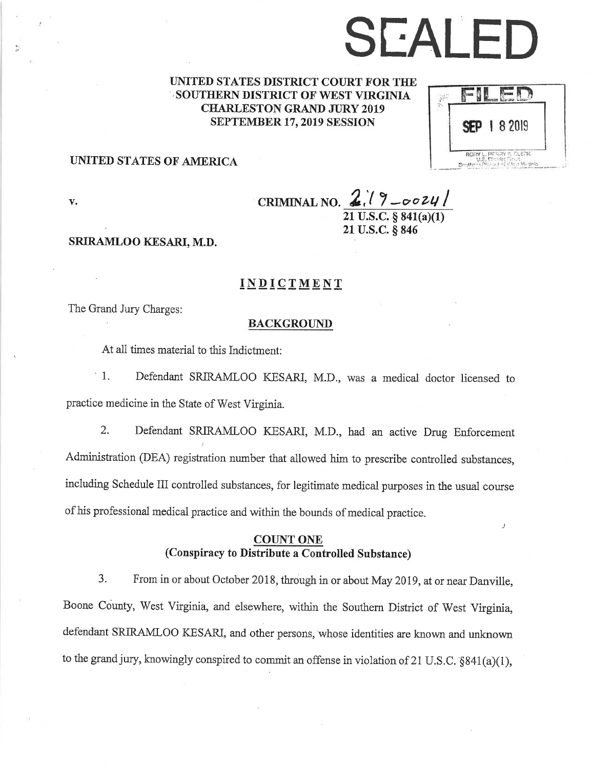# SEALED

**UNITED STATES DISTRICT COURT FOR THE SOUTHERN DISTRICT OF WEST VIRGINIA CHARLESTON GRAND JURY 2019 SEPTEMBER 17, 2019 SESSION**

FILED
SEP 18 2019
RORY L. PERRY II, CLERK
U.S. District Court
Southern District of West Virginia

**UNITED STATES OF AMERICA**

v. **CRIMINAL NO.** 2:19-00241
**21 U.S.C. § 841(a)(1)**
**21 U.S.C. § 846**

**SRIRAMLOO KESARI, M.D.**

## INDICTMENT

The Grand Jury Charges:

### BACKGROUND

At all times material to this Indictment:

1. Defendant SRIRAMLOO KESARI, M.D., was a medical doctor licensed to practice medicine in the State of West Virginia.

2. Defendant SRIRAMLOO KESARI, M.D., had an active Drug Enforcement Administration (DEA) registration number that allowed him to prescribe controlled substances, including Schedule III controlled substances, for legitimate medical purposes in the usual course of his professional medical practice and within the bounds of medical practice.

### COUNT ONE
### (Conspiracy to Distribute a Controlled Substance)

3. From in or about October 2018, through in or about May 2019, at or near Danville, Boone County, West Virginia, and elsewhere, within the Southern District of West Virginia, defendant SRIRAMLOO KESARI, and other persons, whose identities are known and unknown to the grand jury, knowingly conspired to commit an offense in violation of 21 U.S.C. §841(a)(1),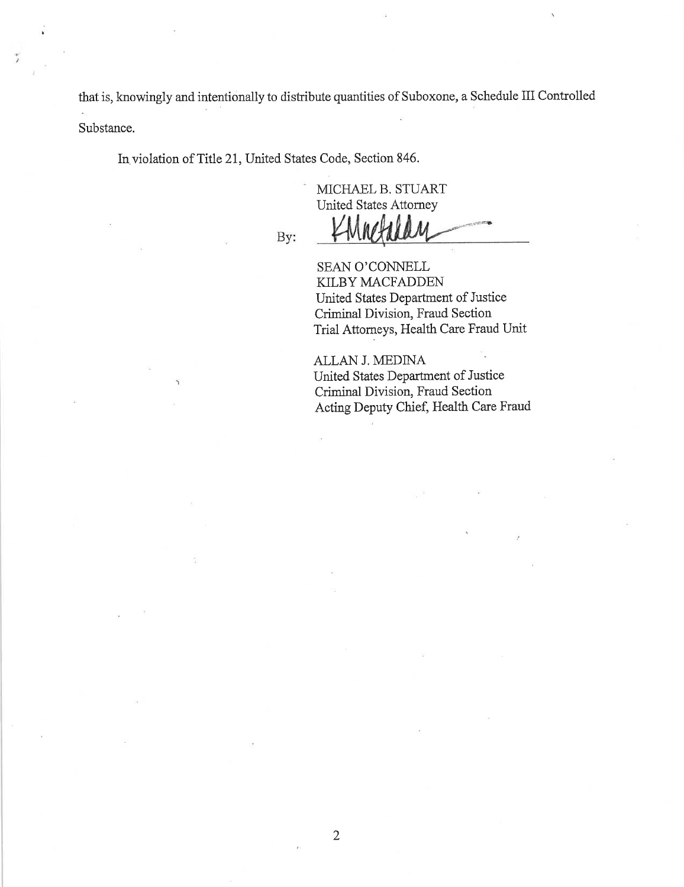that is, knowingly and intentionally to distribute quantities of Suboxone, a Schedule III Controlled Substance.

In violation of Title 21, United States Code, Section 846.

MICHAEL B. STUART
United States Attorney

By: KMacfadden

SEAN O'CONNELL
KILBY MACFADDEN
United States Department of Justice
Criminal Division, Fraud Section
Trial Attorneys, Health Care Fraud Unit

ALLAN J. MEDINA
United States Department of Justice
Criminal Division, Fraud Section
Acting Deputy Chief, Health Care Fraud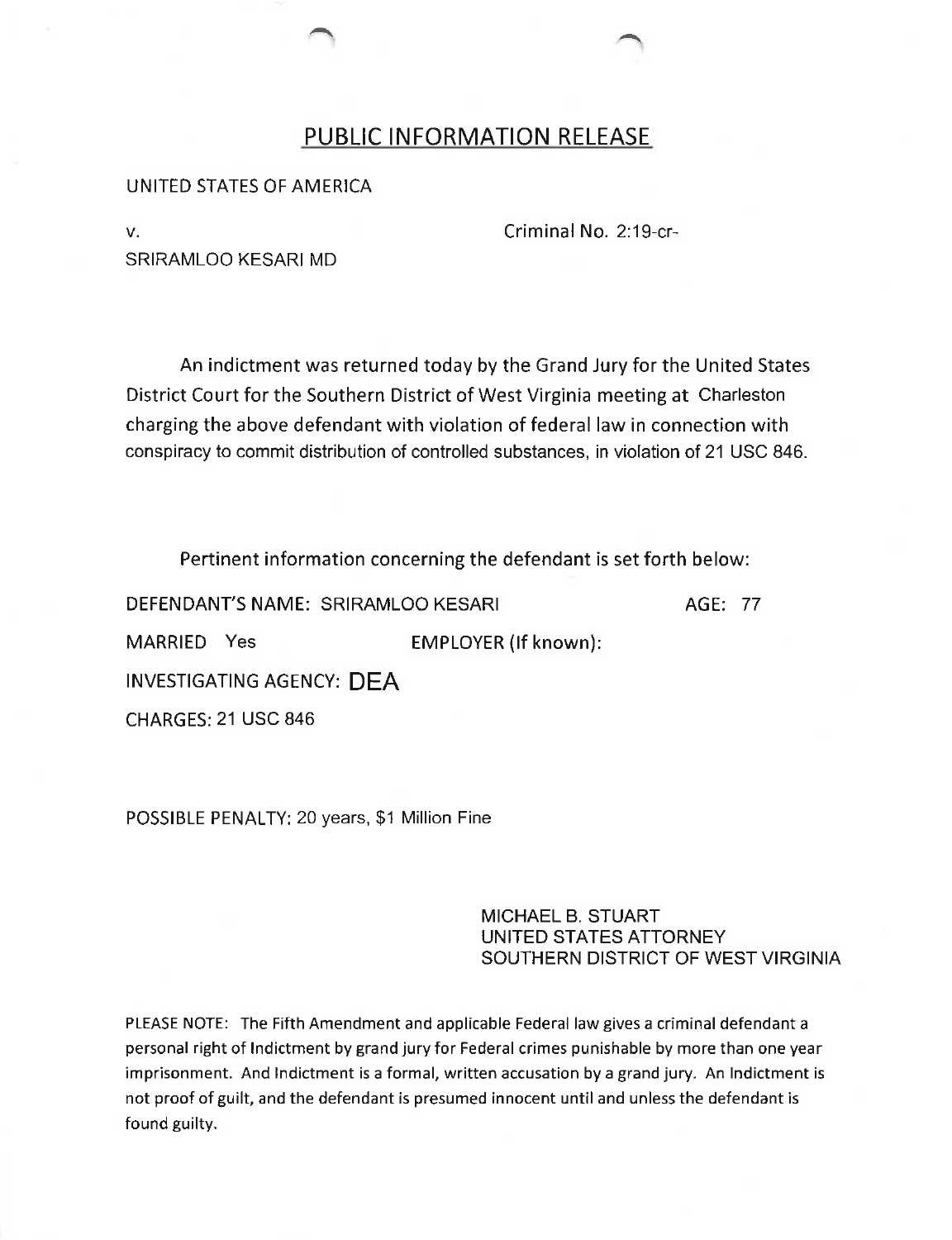# PUBLIC INFORMATION RELEASE

UNITED STATES OF AMERICA

v. Criminal No. 2:19-cr-

SRIRAMLOO KESARI MD

An indictment was returned today by the Grand Jury for the United States District Court for the Southern District of West Virginia meeting at Charleston charging the above defendant with violation of federal law in connection with conspiracy to commit distribution of controlled substances, in violation of 21 USC 846.

Pertinent information concerning the defendant is set forth below:

DEFENDANT'S NAME: SRIRAMLOO KESARI AGE: 77

MARRIED Yes EMPLOYER (If known):

INVESTIGATING AGENCY: DEA

CHARGES: 21 USC 846

POSSIBLE PENALTY: 20 years, $1 Million Fine

MICHAEL B. STUART
UNITED STATES ATTORNEY
SOUTHERN DISTRICT OF WEST VIRGINIA

PLEASE NOTE: The Fifth Amendment and applicable Federal law gives a criminal defendant a personal right of Indictment by grand jury for Federal crimes punishable by more than one year imprisonment. And Indictment is a formal, written accusation by a grand jury. An Indictment is not proof of guilt, and the defendant is presumed innocent until and unless the defendant is found guilty.